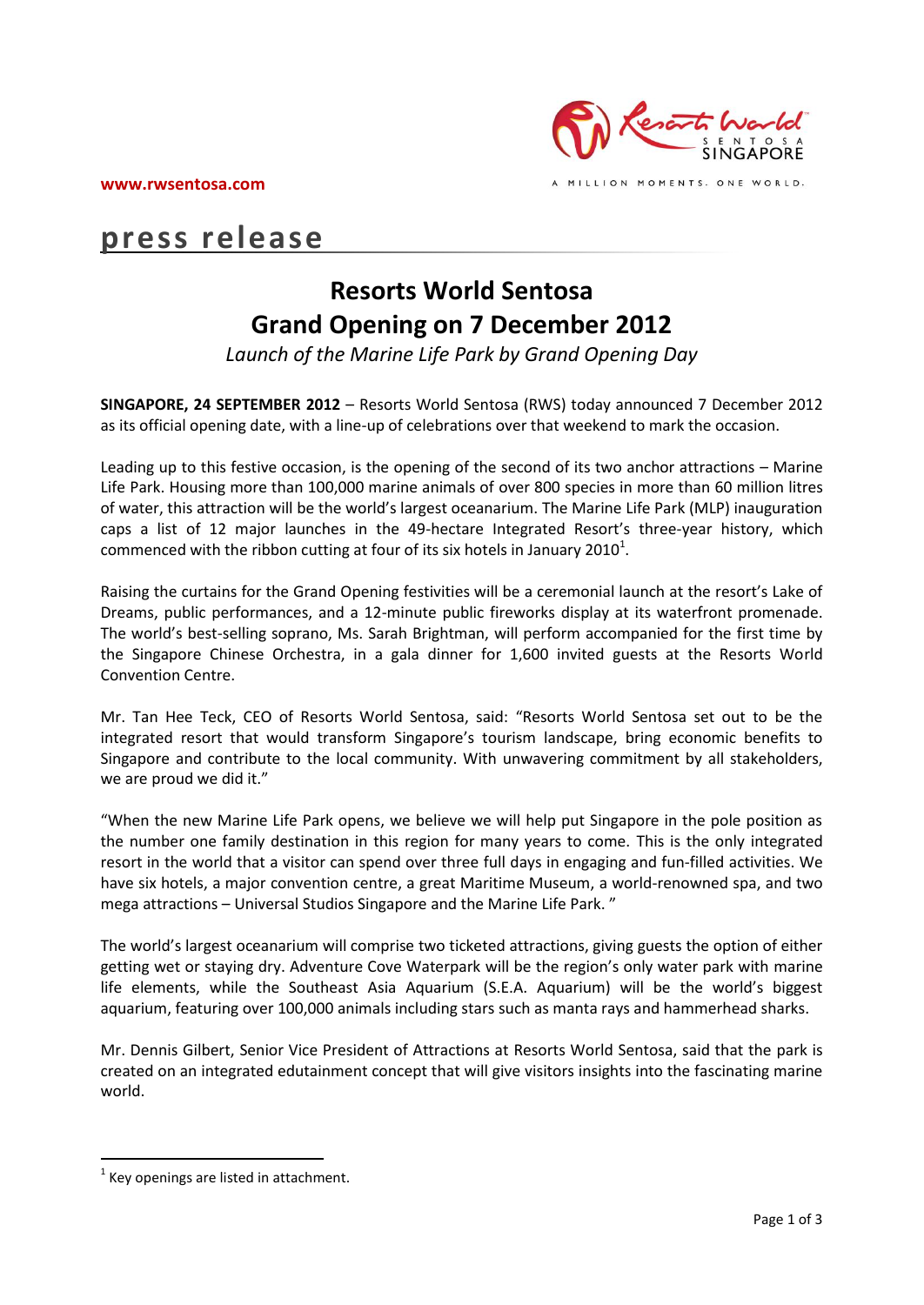www.rwsentosa.com

A MILLION MOMENTS. ONE WORLD.

# press release

## Resorts World Sentosa Grand Opening on 7 December 2012

*Launch of the Marine Life Park by Grand Opening Day*

**SINGAPORE, 24 SEPTEMBER 2012** – Resorts World Sentosa (RWS) today announced 7 December 2012 as its official opening date, with a line-up of celebrations over that weekend to mark the occasion.

Leading up to this festive occasion, is the opening of the second of its two anchor attractions – Marine Life Park. Housing more than 100,000 marine animals of over 800 species in more than 60 million litres of water, this attraction will be the world's largest oceanarium. The Marine Life Park (MLP) inauguration caps a list of 12 major launches in the 49-hectare Integrated Resort's three-year history, which commenced with the ribbon cutting at four of its six hotels in January 2010[1].

Raising the curtains for the Grand Opening festivities will be a ceremonial launch at the resort's Lake of Dreams, public performances, and a 12-minute public fireworks display at its waterfront promenade. The world's best-selling soprano, Ms. Sarah Brightman, will perform accompanied for the first time by the Singapore Chinese Orchestra, in a gala dinner for 1,600 invited guests at the Resorts World Convention Centre.

Mr. Tan Hee Teck, CEO of Resorts World Sentosa, said: "Resorts World Sentosa set out to be the integrated resort that would transform Singapore's tourism landscape, bring economic benefits to Singapore and contribute to the local community. With unwavering commitment by all stakeholders, we are proud we did it."

"When the new Marine Life Park opens, we believe we will help put Singapore in the pole position as the number one family destination in this region for many years to come. This is the only integrated resort in the world that a visitor can spend over three full days in engaging and fun-filled activities. We have six hotels, a major convention centre, a great Maritime Museum, a world-renowned spa, and two mega attractions – Universal Studios Singapore and the Marine Life Park. "

The world's largest oceanarium will comprise two ticketed attractions, giving guests the option of either getting wet or staying dry. Adventure Cove Waterpark will be the region's only water park with marine life elements, while the Southeast Asia Aquarium (S.E.A. Aquarium) will be the world's biggest aquarium, featuring over 100,000 animals including stars such as manta rays and hammerhead sharks.

Mr. Dennis Gilbert, Senior Vice President of Attractions at Resorts World Sentosa, said that the park is created on an integrated edutainment concept that will give visitors insights into the fascinating marine world.

---

[1] Key openings are listed in attachment.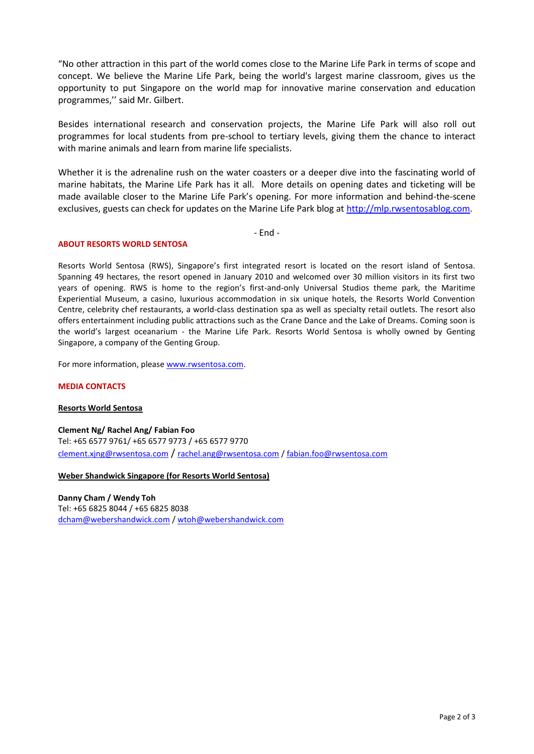"No other attraction in this part of the world comes close to the Marine Life Park in terms of scope and concept. We believe the Marine Life Park, being the world's largest marine classroom, gives us the opportunity to put Singapore on the world map for innovative marine conservation and education programmes,'' said Mr. Gilbert.

Besides international research and conservation projects, the Marine Life Park will also roll out programmes for local students from pre-school to tertiary levels, giving them the chance to interact with marine animals and learn from marine life specialists.

Whether it is the adrenaline rush on the water coasters or a deeper dive into the fascinating world of marine habitats, the Marine Life Park has it all. More details on opening dates and ticketing will be made available closer to the Marine Life Park's opening. For more information and behind-the-scene exclusives, guests can check for updates on the Marine Life Park blog at http://mlp.rwsentosablog.com.

- End -

**ABOUT RESORTS WORLD SENTOSA**

Resorts World Sentosa (RWS), Singapore's first integrated resort is located on the resort island of Sentosa. Spanning 49 hectares, the resort opened in January 2010 and welcomed over 30 million visitors in its first two years of opening. RWS is home to the region's first-and-only Universal Studios theme park, the Maritime Experiential Museum, a casino, luxurious accommodation in six unique hotels, the Resorts World Convention Centre, celebrity chef restaurants, a world-class destination spa as well as specialty retail outlets. The resort also offers entertainment including public attractions such as the Crane Dance and the Lake of Dreams. Coming soon is the world's largest oceanarium - the Marine Life Park. Resorts World Sentosa is wholly owned by Genting Singapore, a company of the Genting Group.

For more information, please www.rwsentosa.com.

**MEDIA CONTACTS**

**Resorts World Sentosa**

**Clement Ng/ Rachel Ang/ Fabian Foo**
Tel: +65 6577 9761/ +65 6577 9773 / +65 6577 9770
clement.xjng@rwsentosa.com / rachel.ang@rwsentosa.com / fabian.foo@rwsentosa.com

**Weber Shandwick Singapore (for Resorts World Sentosa)**

**Danny Cham / Wendy Toh**
Tel: +65 6825 8044 / +65 6825 8038
dcham@webershandwick.com / wtoh@webershandwick.com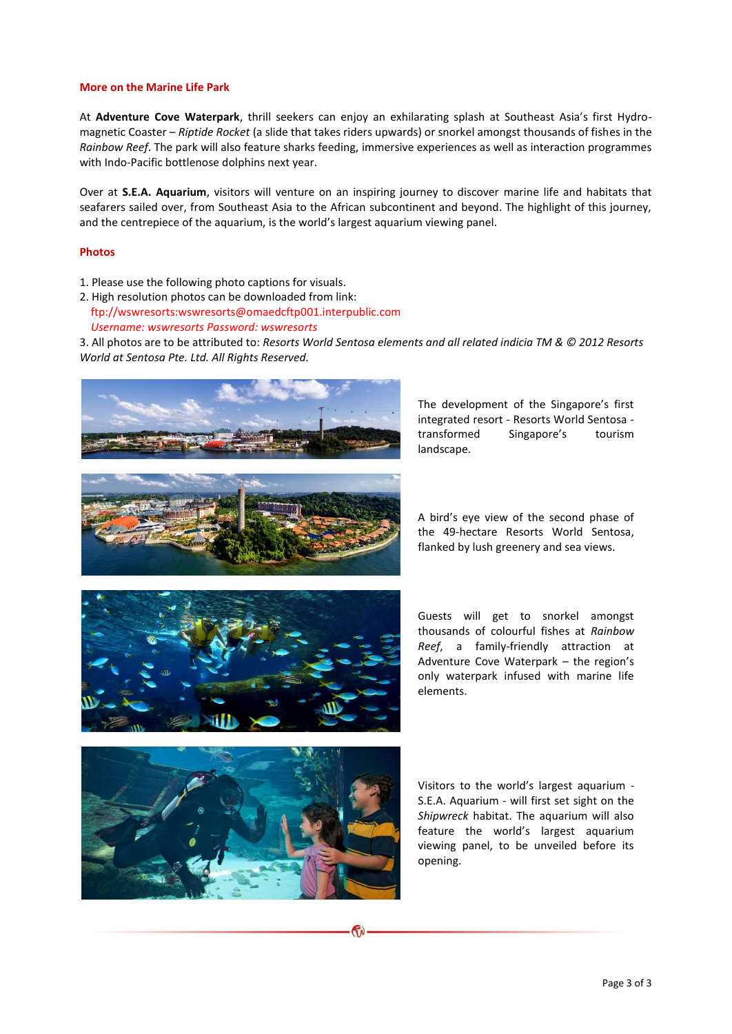## More on the Marine Life Park

At **Adventure Cove Waterpark**, thrill seekers can enjoy an exhilarating splash at Southeast Asia's first Hydro-magnetic Coaster – *Riptide Rocket* (a slide that takes riders upwards) or snorkel amongst thousands of fishes in the *Rainbow Reef*. The park will also feature sharks feeding, immersive experiences as well as interaction programmes with Indo-Pacific bottlenose dolphins next year.

Over at **S.E.A. Aquarium**, visitors will venture on an inspiring journey to discover marine life and habitats that seafarers sailed over, from Southeast Asia to the African subcontinent and beyond. The highlight of this journey, and the centrepiece of the aquarium, is the world's largest aquarium viewing panel.

## Photos

1. Please use the following photo captions for visuals.
2. High resolution photos can be downloaded from link:
   ftp://wswresorts:wswresorts@omaedcftp001.interpublic.com
   *Username: wswresorts Password: wswresorts*
3. All photos are to be attributed to: *Resorts World Sentosa elements and all related indicia TM & © 2012 Resorts World at Sentosa Pte. Ltd. All Rights Reserved.*

The development of the Singapore's first integrated resort - Resorts World Sentosa - transformed Singapore's tourism landscape.

A bird's eye view of the second phase of the 49-hectare Resorts World Sentosa, flanked by lush greenery and sea views.

Guests will get to snorkel amongst thousands of colourful fishes at *Rainbow Reef*, a family-friendly attraction at Adventure Cove Waterpark – the region's only waterpark infused with marine life elements.

Visitors to the world's largest aquarium - S.E.A. Aquarium - will first set sight on the *Shipwreck* habitat. The aquarium will also feature the world's largest aquarium viewing panel, to be unveiled before its opening.